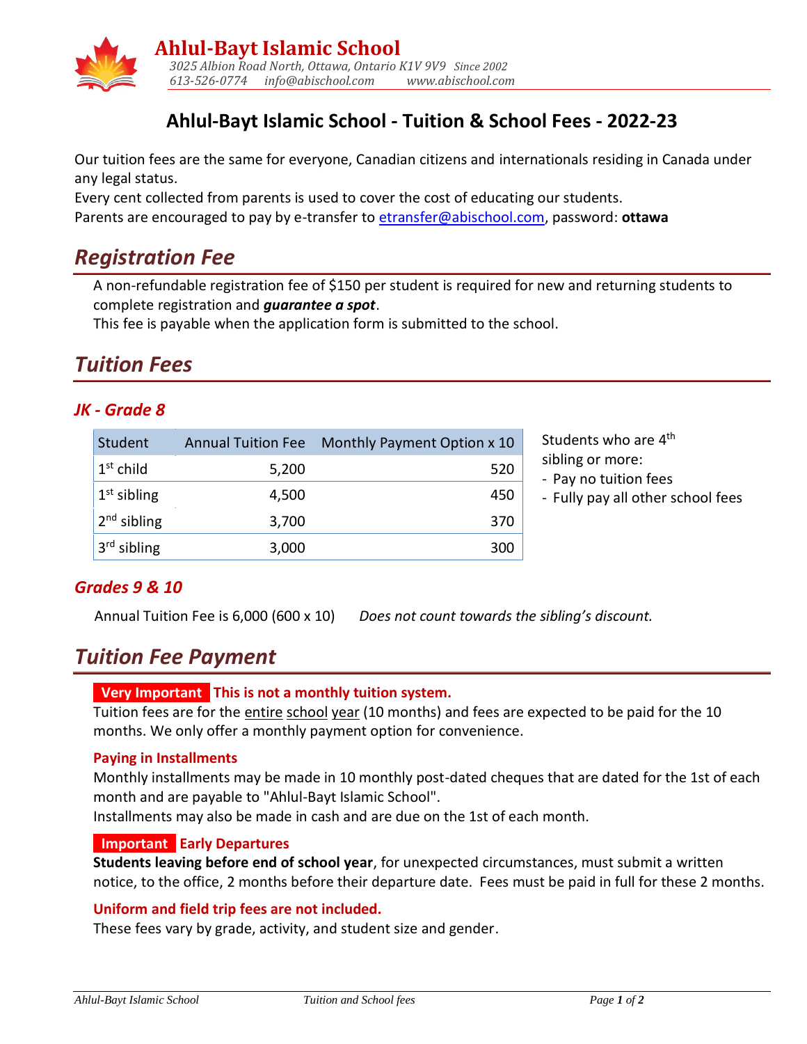# Ahlul-Bayt Islamic School

*3025 Albion Road North, Ottawa, Ontario K1V 9V9 Since 2002*
*613-526-0774 info@abischool.com www.abischool.com*

## Ahlul-Bayt Islamic School - Tuition & School Fees - 2022-23

Our tuition fees are the same for everyone, Canadian citizens and internationals residing in Canada under any legal status.
Every cent collected from parents is used to cover the cost of educating our students.
Parents are encouraged to pay by e-transfer to etransfer@abischool.com, password: **ottawa**

## *Registration Fee*

A non-refundable registration fee of $150 per student is required for new and returning students to complete registration and ***guarantee a spot***.
This fee is payable when the application form is submitted to the school.

## *Tuition Fees*

### *JK - Grade 8*

| Student | Annual Tuition Fee | Monthly Payment Option x 10 |
|---|---|---|
| 1st child | 5,200 | 520 |
| 1st sibling | 4,500 | 450 |
| 2nd sibling | 3,700 | 370 |
| 3rd sibling | 3,000 | 300 |

Students who are 4th sibling or more:
- Pay no tuition fees
- Fully pay all other school fees

### *Grades 9 & 10*

Annual Tuition Fee is 6,000 (600 x 10) *Does not count towards the sibling's discount.*

## *Tuition Fee Payment*

**Very Important This is not a monthly tuition system.**
Tuition fees are for the entire school year (10 months) and fees are expected to be paid for the 10 months. We only offer a monthly payment option for convenience.

**Paying in Installments**
Monthly installments may be made in 10 monthly post-dated cheques that are dated for the 1st of each month and are payable to "Ahlul-Bayt Islamic School".
Installments may also be made in cash and are due on the 1st of each month.

**Important Early Departures**
**Students leaving before end of school year**, for unexpected circumstances, must submit a written notice, to the office, 2 months before their departure date. Fees must be paid in full for these 2 months.

**Uniform and field trip fees are not included.**
These fees vary by grade, activity, and student size and gender.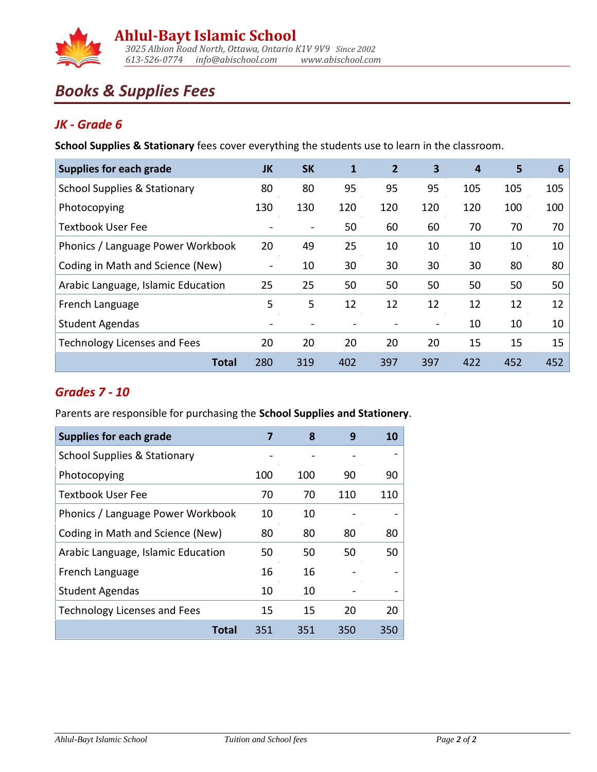**Ahlul-Bayt Islamic School**

*3025 Albion Road North, Ottawa, Ontario K1V 9V9 Since 2002*
*613-526-0774 info@abischool.com www.abischool.com*

# Books & Supplies Fees

## JK - Grade 6

**School Supplies & Stationary** fees cover everything the students use to learn in the classroom.

| Supplies for each grade | JK | SK | 1 | 2 | 3 | 4 | 5 | 6 |
|---|---|---|---|---|---|---|---|---|
| School Supplies & Stationary | 80 | 80 | 95 | 95 | 95 | 105 | 105 | 105 |
| Photocopying | 130 | 130 | 120 | 120 | 120 | 120 | 100 | 100 |
| Textbook User Fee | - | - | 50 | 60 | 60 | 70 | 70 | 70 |
| Phonics / Language Power Workbook | 20 | 49 | 25 | 10 | 10 | 10 | 10 | 10 |
| Coding in Math and Science (New) | - | 10 | 30 | 30 | 30 | 30 | 80 | 80 |
| Arabic Language, Islamic Education | 25 | 25 | 50 | 50 | 50 | 50 | 50 | 50 |
| French Language | 5 | 5 | 12 | 12 | 12 | 12 | 12 | 12 |
| Student Agendas | - | - | - | - | - | 10 | 10 | 10 |
| Technology Licenses and Fees | 20 | 20 | 20 | 20 | 20 | 15 | 15 | 15 |
| **Total** | 280 | 319 | 402 | 397 | 397 | 422 | 452 | 452 |

## Grades 7 - 10

Parents are responsible for purchasing the **School Supplies and Stationery**.

| Supplies for each grade | 7 | 8 | 9 | 10 |
|---|---|---|---|---|
| School Supplies & Stationary | - | - | - | - |
| Photocopying | 100 | 100 | 90 | 90 |
| Textbook User Fee | 70 | 70 | 110 | 110 |
| Phonics / Language Power Workbook | 10 | 10 | - | - |
| Coding in Math and Science (New) | 80 | 80 | 80 | 80 |
| Arabic Language, Islamic Education | 50 | 50 | 50 | 50 |
| French Language | 16 | 16 | - | - |
| Student Agendas | 10 | 10 | - | - |
| Technology Licenses and Fees | 15 | 15 | 20 | 20 |
| **Total** | 351 | 351 | 350 | 350 |